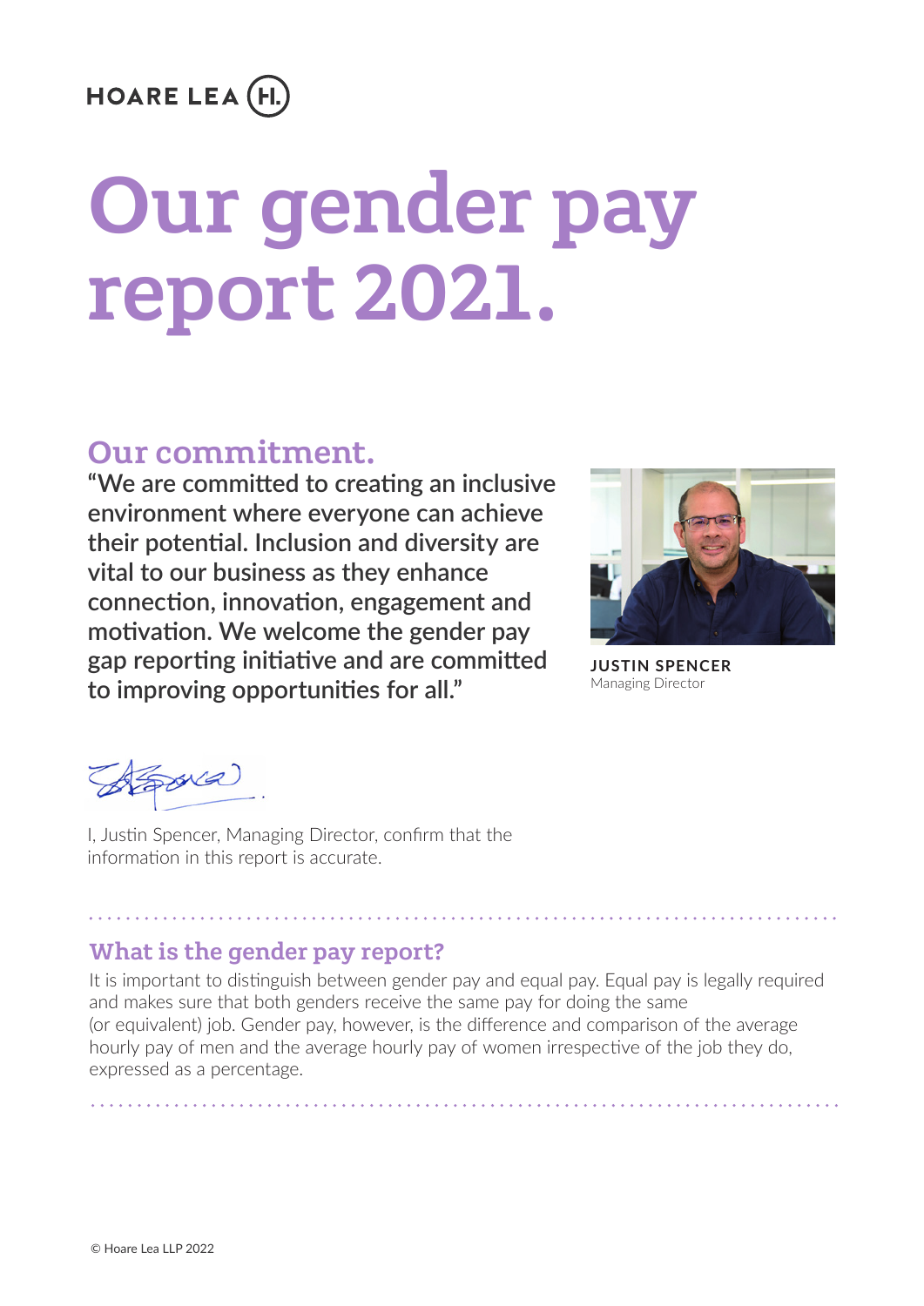HOARE LEA

# Our gender pay report 2021.

## Our commitment.

**"We are committed to creating an inclusive environment where everyone can achieve their potential. Inclusion and diversity are vital to our business as they enhance connection, innovation, engagement and motivation. We welcome the gender pay gap reporting initiative and are committed to improving opportunities for all."**

**JUSTIN SPENCER**
Managing Director

I, Justin Spencer, Managing Director, confirm that the information in this report is accurate.

### What is the gender pay report?

It is important to distinguish between gender pay and equal pay. Equal pay is legally required and makes sure that both genders receive the same pay for doing the same (or equivalent) job. Gender pay, however, is the difference and comparison of the average hourly pay of men and the average hourly pay of women irrespective of the job they do, expressed as a percentage.

© Hoare Lea LLP 2022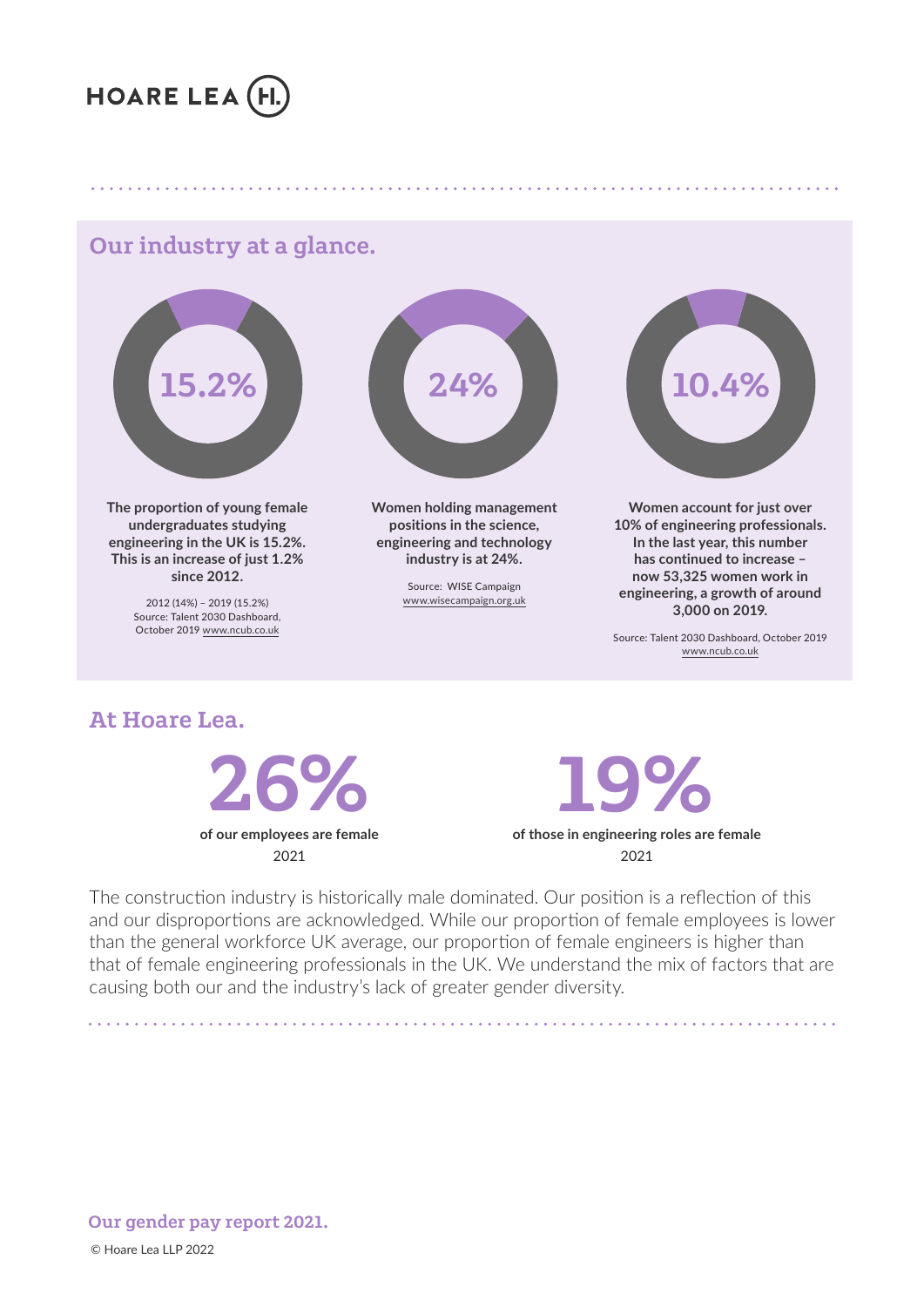## Our industry at a glance.

**15.2%**

**The proportion of young female undergraduates studying engineering in the UK is 15.2%. This is an increase of just 1.2% since 2012.**

2012 (14%) – 2019 (15.2%)
Source: Talent 2030 Dashboard, October 2019 www.ncub.co.uk

**24%**

**Women holding management positions in the science, engineering and technology industry is at 24%.**

Source: WISE Campaign www.wisecampaign.org.uk

**10.4%**

**Women account for just over 10% of engineering professionals. In the last year, this number has continued to increase – now 53,325 women work in engineering, a growth of around 3,000 on 2019.**

Source: Talent 2030 Dashboard, October 2019 www.ncub.co.uk

## At Hoare Lea.

**26%**

**of our employees are female**

2021

**19%**

**of those in engineering roles are female**

2021

The construction industry is historically male dominated. Our position is a reflection of this and our disproportions are acknowledged. While our proportion of female employees is lower than the general workforce UK average, our proportion of female engineers is higher than that of female engineering professionals in the UK. We understand the mix of factors that are causing both our and the industry's lack of greater gender diversity.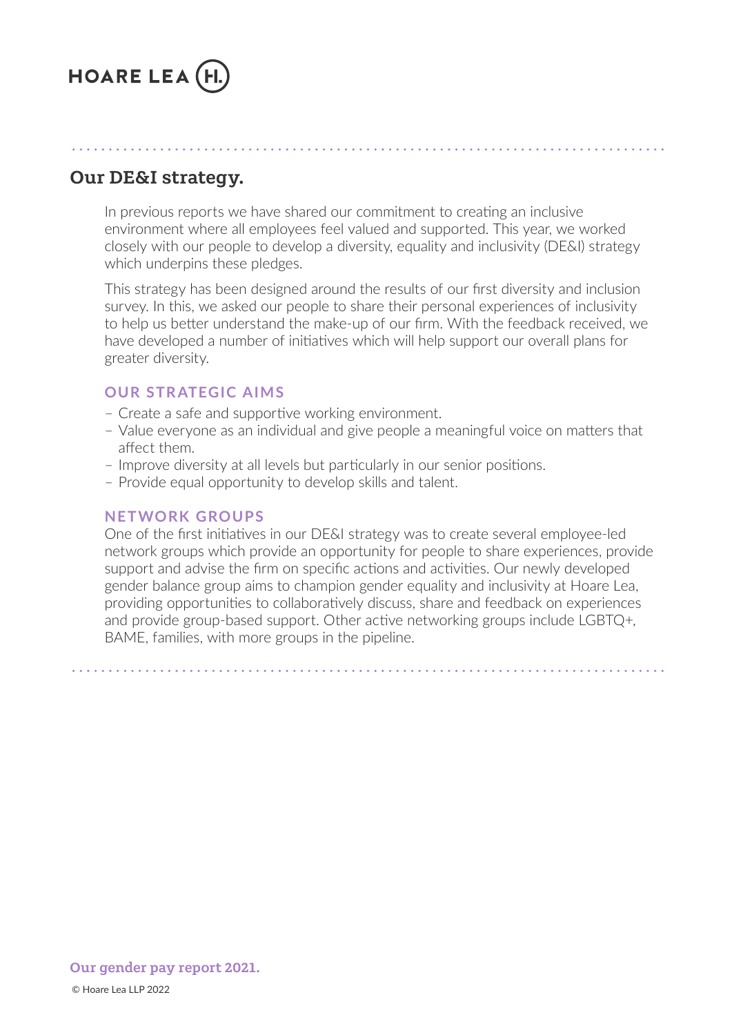## Our DE&I strategy.

In previous reports we have shared our commitment to creating an inclusive environment where all employees feel valued and supported. This year, we worked closely with our people to develop a diversity, equality and inclusivity (DE&I) strategy which underpins these pledges.

This strategy has been designed around the results of our first diversity and inclusion survey. In this, we asked our people to share their personal experiences of inclusivity to help us better understand the make-up of our firm. With the feedback received, we have developed a number of initiatives which will help support our overall plans for greater diversity.

### OUR STRATEGIC AIMS

- Create a safe and supportive working environment.
- Value everyone as an individual and give people a meaningful voice on matters that affect them.
- Improve diversity at all levels but particularly in our senior positions.
- Provide equal opportunity to develop skills and talent.

### NETWORK GROUPS

One of the first initiatives in our DE&I strategy was to create several employee-led network groups which provide an opportunity for people to share experiences, provide support and advise the firm on specific actions and activities. Our newly developed gender balance group aims to champion gender equality and inclusivity at Hoare Lea, providing opportunities to collaboratively discuss, share and feedback on experiences and provide group-based support. Other active networking groups include LGBTQ+, BAME, families, with more groups in the pipeline.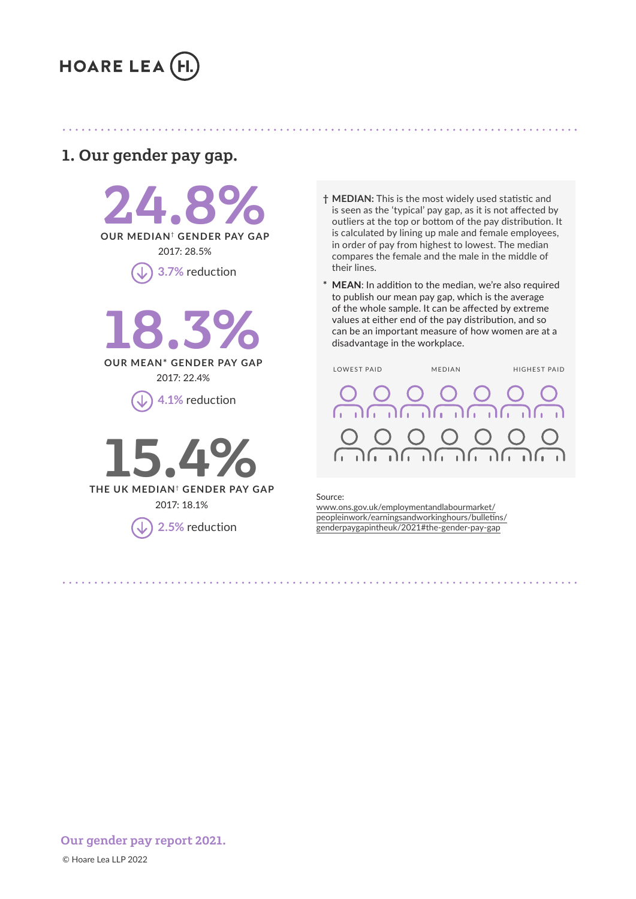## 1. Our gender pay gap.

**24.8%**

OUR MEDIAN† GENDER PAY GAP

2017: 28.5%

3.7% reduction

**18.3%**

OUR MEAN* GENDER PAY GAP

2017: 22.4%

4.1% reduction

**15.4%**

THE UK MEDIAN† GENDER PAY GAP

2017: 18.1%

2.5% reduction

† **MEDIAN:** This is the most widely used statistic and is seen as the 'typical' pay gap, as it is not affected by outliers at the top or bottom of the pay distribution. It is calculated by lining up male and female employees, in order of pay from highest to lowest. The median compares the female and the male in the middle of their lines.

* **MEAN**: In addition to the median, we're also required to publish our mean pay gap, which is the average of the whole sample. It can be affected by extreme values at either end of the pay distribution, and so can be an important measure of how women are at a disadvantage in the workplace.

LOWEST PAID MEDIAN HIGHEST PAID

Source:
www.ons.gov.uk/employmentandlabourmarket/peopleinwork/earningsandworkinghours/bulletins/genderpaygapintheuk/2021#the-gender-pay-gap

Our gender pay report 2021.

© Hoare Lea LLP 2022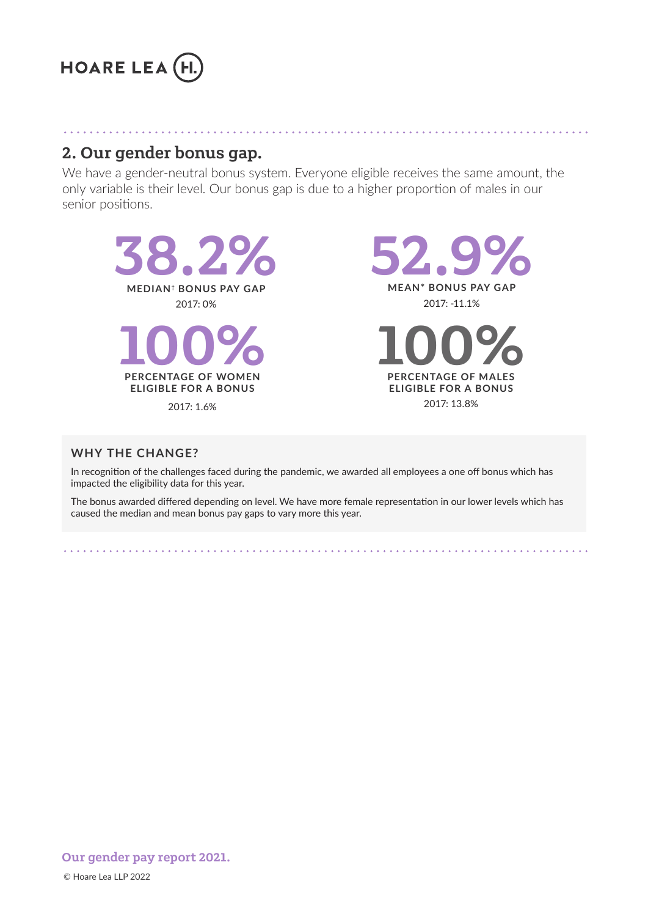## 2. Our gender bonus gap.

We have a gender-neutral bonus system. Everyone eligible receives the same amount, the only variable is their level. Our bonus gap is due to a higher proportion of males in our senior positions.

**38.2%**

**MEDIAN† BONUS PAY GAP**

2017: 0%

**52.9%**

**MEAN* BONUS PAY GAP**

2017: -11.1%

**100%**

**PERCENTAGE OF WOMEN ELIGIBLE FOR A BONUS**

2017: 1.6%

**100%**

**PERCENTAGE OF MALES ELIGIBLE FOR A BONUS**

2017: 13.8%

### WHY THE CHANGE?

In recognition of the challenges faced during the pandemic, we awarded all employees a one off bonus which has impacted the eligibility data for this year.

The bonus awarded differed depending on level. We have more female representation in our lower levels which has caused the median and mean bonus pay gaps to vary more this year.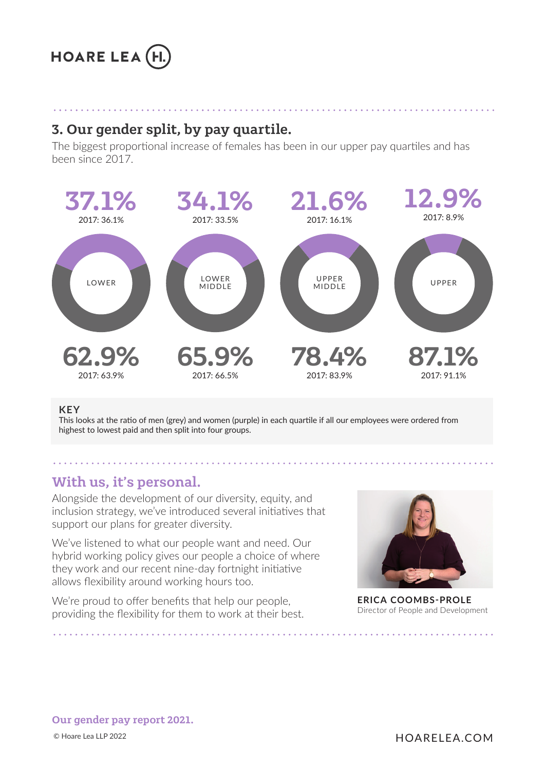## 3. Our gender split, by pay quartile.

The biggest proportional increase of females has been in our upper pay quartiles and has been since 2017.

37.1%
2017: 36.1%
LOWER
62.9%
2017: 63.9%

34.1%
2017: 33.5%
LOWER MIDDLE
65.9%
2017: 66.5%

21.6%
2017: 16.1%
UPPER MIDDLE
78.4%
2017: 83.9%

12.9%
2017: 8.9%
UPPER
87.1%
2017: 91.1%

**KEY**

This looks at the ratio of men (grey) and women (purple) in each quartile if all our employees were ordered from highest to lowest paid and then split into four groups.

## With us, it's personal.

Alongside the development of our diversity, equity, and inclusion strategy, we've introduced several initiatives that support our plans for greater diversity.

We've listened to what our people want and need. Our hybrid working policy gives our people a choice of where they work and our recent nine-day fortnight initiative allows flexibility around working hours too.

We're proud to offer benefits that help our people, providing the flexibility for them to work at their best.

**ERICA COOMBS-PROLE**
Director of People and Development

**Our gender pay report 2021.**

© Hoare Lea LLP 2022

HOARELEA.COM